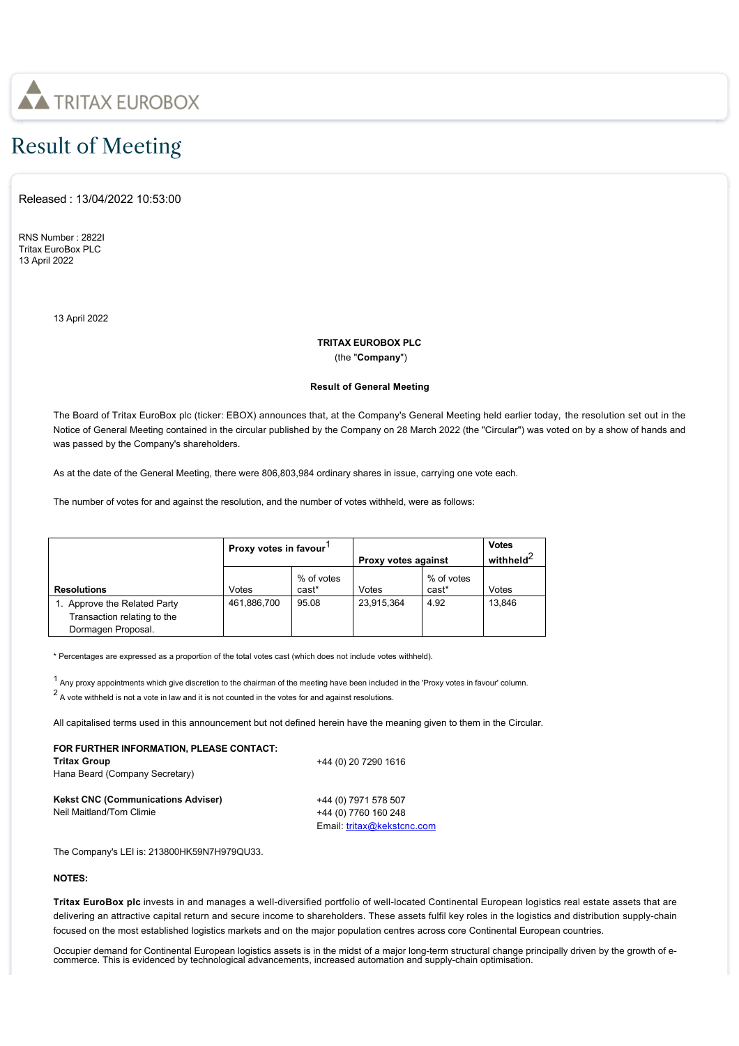TRITAX EUROBOX

# Result of Meeting

Released : 13/04/2022 10:53:00

RNS Number : 2822I
Tritax EuroBox PLC
13 April 2022

13 April 2022

**TRITAX EUROBOX PLC**

(the "**Company**")

**Result of General Meeting**

The Board of Tritax EuroBox plc (ticker: EBOX) announces that, at the Company's General Meeting held earlier today, the resolution set out in the Notice of General Meeting contained in the circular published by the Company on 28 March 2022 (the "Circular") was voted on by a show of hands and was passed by the Company's shareholders.

As at the date of the General Meeting, there were 806,803,984 ordinary shares in issue, carrying one vote each.

The number of votes for and against the resolution, and the number of votes withheld, were as follows:

| | **Proxy votes in favour**[1] | | **Proxy votes against** | | **Votes withheld**[2] |
|---|---|---|---|---|---|
| **Resolutions** | Votes | % of votes cast* | Votes | % of votes cast* | Votes |
| 1. Approve the Related Party Transaction relating to the Dormagen Proposal. | 461,886,700 | 95.08 | 23,915,364 | 4.92 | 13,846 |

\* Percentages are expressed as a proportion of the total votes cast (which does not include votes withheld).

[1] Any proxy appointments which give discretion to the chairman of the meeting have been included in the 'Proxy votes in favour' column.

[2] A vote withheld is not a vote in law and it is not counted in the votes for and against resolutions.

All capitalised terms used in this announcement but not defined herein have the meaning given to them in the Circular.

**FOR FURTHER INFORMATION, PLEASE CONTACT:**

**Tritax Group** +44 (0) 20 7290 1616
Hana Beard (Company Secretary)

**Kekst CNC (Communications Adviser)** +44 (0) 7971 578 507
Neil Maitland/Tom Climie +44 (0) 7760 160 248
Email: tritax@kekstcnc.com

The Company's LEI is: 213800HK59N7H979QU33.

**NOTES:**

**Tritax EuroBox plc** invests in and manages a well-diversified portfolio of well-located Continental European logistics real estate assets that are delivering an attractive capital return and secure income to shareholders. These assets fulfil key roles in the logistics and distribution supply-chain focused on the most established logistics markets and on the major population centres across core Continental European countries.

Occupier demand for Continental European logistics assets is in the midst of a major long-term structural change principally driven by the growth of e-commerce. This is evidenced by technological advancements, increased automation and supply-chain optimisation.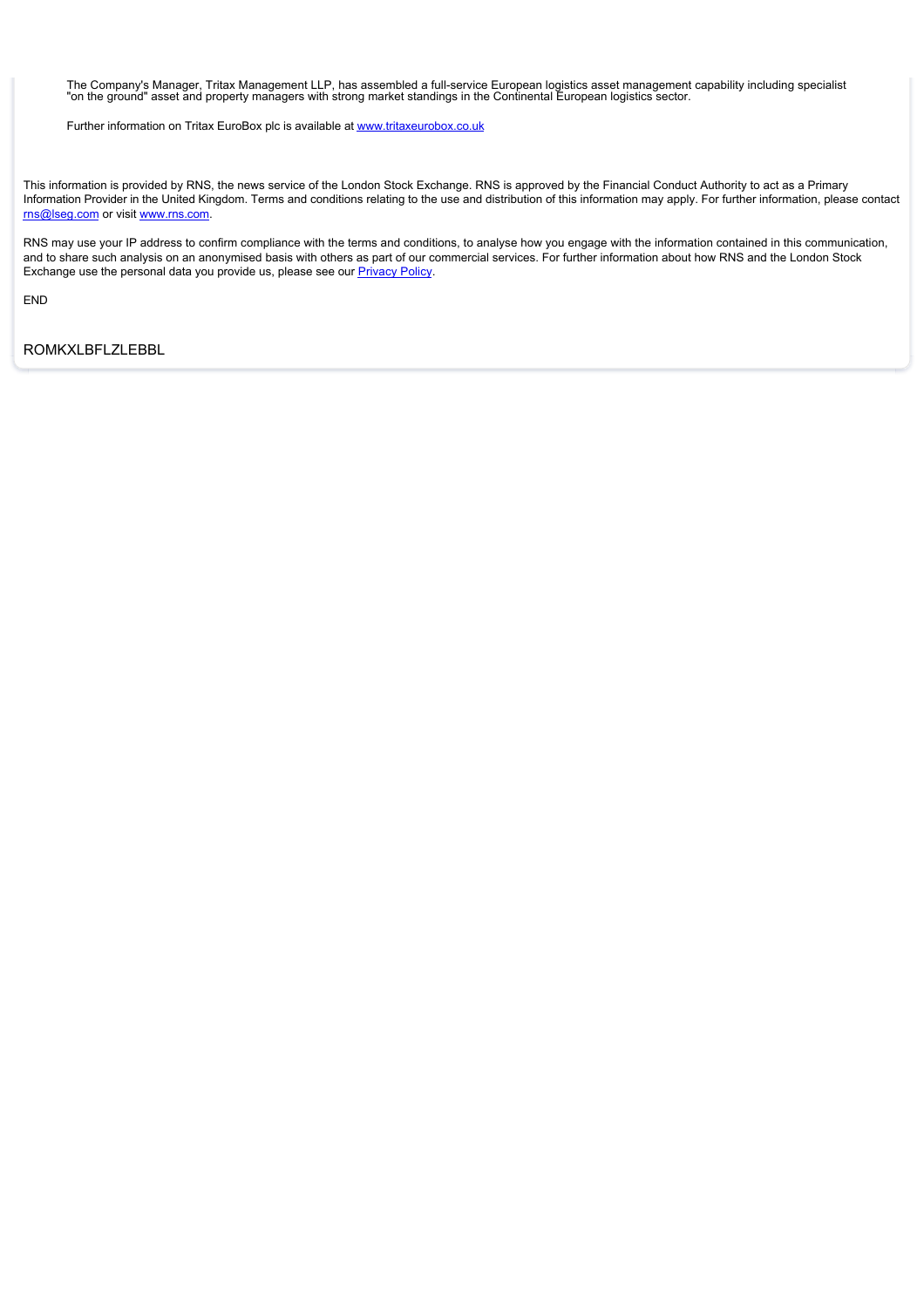The Company's Manager, Tritax Management LLP, has assembled a full-service European logistics asset management capability including specialist "on the ground" asset and property managers with strong market standings in the Continental European logistics sector.

Further information on Tritax EuroBox plc is available at [www.tritaxeurobox.co.uk](http://www.tritaxeurobox.co.uk)

This information is provided by RNS, the news service of the London Stock Exchange. RNS is approved by the Financial Conduct Authority to act as a Primary Information Provider in the United Kingdom. Terms and conditions relating to the use and distribution of this information may apply. For further information, please contact [rns@lseg.com](mailto:rns@lseg.com) or visit [www.rns.com](http://www.rns.com).

RNS may use your IP address to confirm compliance with the terms and conditions, to analyse how you engage with the information contained in this communication, and to share such analysis on an anonymised basis with others as part of our commercial services. For further information about how RNS and the London Stock Exchange use the personal data you provide us, please see our Privacy Policy.

END

ROMKXLBFLZLEBBL